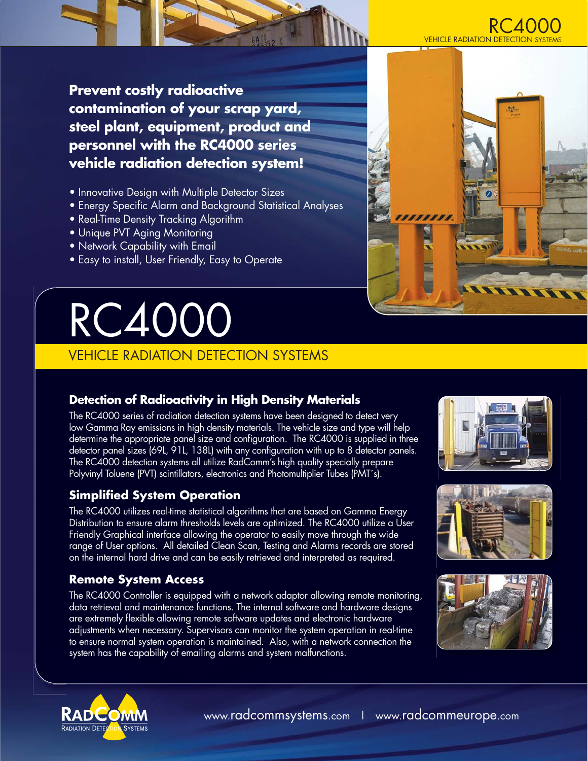# RC4000

## VEHICLE RADIATION DETECTION SYSTEMS

**Prevent costly radioactive contamination of your scrap yard, steel plant, equipment, product and personnel with the RC4000 series vehicle radiation detection system!**

- Innovative Design with Multiple Detector Sizes
- Energy Specific Alarm and Background Statistical Analyses
- Real-Time Density Tracking Algorithm
- Unique PVT Aging Monitoring
- Network Capability with Email
- Easy to install, User Friendly, Easy to Operate

### Detection of Radioactivity in High Density Materials

The RC4000 series of radiation detection systems have been designed to detect very low Gamma Ray emissions in high density materials. The vehicle size and type will help determine the appropriate panel size and configuration. The RC4000 is supplied in three detector panel sizes (69L, 91L, 138L) with any configuration with up to 8 detector panels. The RC4000 detection systems all utilize RadComm's high quality specially prepare Polyvinyl Toluene (PVT) scintillators, electronics and Photomultiplier Tubes (PMT's).

### Simplified System Operation

The RC4000 utilizes real-time statistical algorithms that are based on Gamma Energy Distribution to ensure alarm thresholds levels are optimized. The RC4000 utilize a User Friendly Graphical interface allowing the operator to easily move through the wide range of User options. All detailed Clean Scan, Testing and Alarms records are stored on the internal hard drive and can be easily retrieved and interpreted as required.

### Remote System Access

The RC4000 Controller is equipped with a network adaptor allowing remote monitoring, data retrieval and maintenance functions. The internal software and hardware designs are extremely flexible allowing remote software updates and electronic hardware adjustments when necessary. Supervisors can monitor the system operation in real-time to ensure normal system operation is maintained. Also, with a network connection the system has the capability of emailing alarms and system malfunctions.

RADCOMM RADIATION DETECTION SYSTEMS

www.radcommsystems.com | www.radcommeurope.com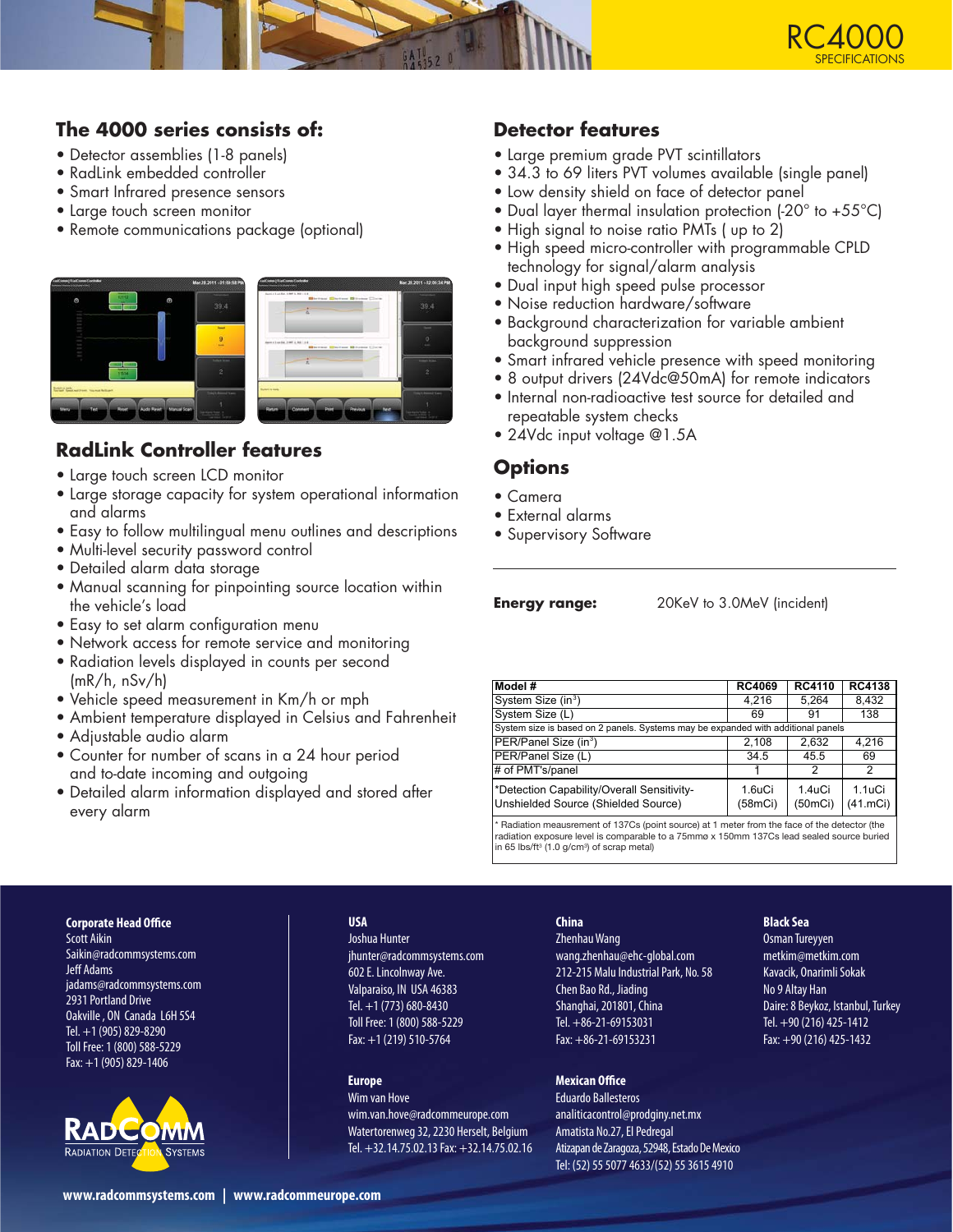# RC4000

SPECIFICATIONS

## The 4000 series consists of:

- Detector assemblies (1-8 panels)
- RadLink embedded controller
- Smart Infrared presence sensors
- Large touch screen monitor
- Remote communications package (optional)

## RadLink Controller features

- Large touch screen LCD monitor
- Large storage capacity for system operational information and alarms
- Easy to follow multilingual menu outlines and descriptions
- Multi-level security password control
- Detailed alarm data storage
- Manual scanning for pinpointing source location within the vehicle's load
- Easy to set alarm configuration menu
- Network access for remote service and monitoring
- Radiation levels displayed in counts per second (mR/h, nSv/h)
- Vehicle speed measurement in Km/h or mph
- Ambient temperature displayed in Celsius and Fahrenheit
- Adjustable audio alarm
- Counter for number of scans in a 24 hour period and to-date incoming and outgoing
- Detailed alarm information displayed and stored after every alarm

## Detector features

- Large premium grade PVT scintillators
- 34.3 to 69 liters PVT volumes available (single panel)
- Low density shield on face of detector panel
- Dual layer thermal insulation protection (-20° to +55°C)
- High signal to noise ratio PMTs ( up to 2)
- High speed micro-controller with programmable CPLD technology for signal/alarm analysis
- Dual input high speed pulse processor
- Noise reduction hardware/software
- Background characterization for variable ambient background suppression
- Smart infrared vehicle presence with speed monitoring
- 8 output drivers (24Vdc@50mA) for remote indicators
- Internal non-radioactive test source for detailed and repeatable system checks
- 24Vdc input voltage @1.5A

## Options

- Camera
- External alarms
- Supervisory Software

**Energy range:** 20KeV to 3.0MeV (incident)

| Model # | RC4069 | RC4110 | RC4138 |
|---|---|---|---|
| System Size (in$^3$) | 4,216 | 5,264 | 8,432 |
| System Size (L) | 69 | 91 | 138 |
| System size is based on 2 panels. Systems may be expanded with additional panels | | | |
| PER/Panel Size (in$^3$) | 2,108 | 2,632 | 4,216 |
| PER/Panel Size (L) | 34.5 | 45.5 | 69 |
| # of PMT's/panel | 1 | 2 | 2 |
| *Detection Capability/Overall Sensitivity-Unshielded Source (Shielded Source) | 1.6uCi (58mCi) | 1.4uCi (50mCi) | 1.1uCi (41.mCi) |

\* Radiation meausrement of 137Cs (point source) at 1 meter from the face of the detector (the radiation exposure level is comparable to a 75mmø x 150mm 137Cs lead sealed source buried in 65 lbs/ft$^3$ (1.0 g/cm$^3$) of scrap metal)

**Corporate Head Office**
Scott Aikin
Saikin@radcommsystems.com
Jeff Adams
jadams@radcommsystems.com
2931 Portland Drive
Oakville , ON Canada L6H 5S4
Tel. +1 (905) 829-8290
Toll Free: 1 (800) 588-5229
Fax: +1 (905) 829-1406

**USA**
Joshua Hunter
jhunter@radcommsystems.com
602 E. Lincolnway Ave.
Valparaiso, IN USA 46383
Tel. +1 (773) 680-8430
Toll Free: 1 (800) 588-5229
Fax: +1 (219) 510-5764

**Europe**
Wim van Hove
wim.van.hove@radcommeurope.com
Watertorenweg 32, 2230 Herselt, Belgium
Tel. +32.14.75.02.13 Fax: +32.14.75.02.16

**China**
Zhenhau Wang
wang.zhenhau@ehc-global.com
212-215 Malu Industrial Park, No. 58
Chen Bao Rd., Jiading
Shanghai, 201801, China
Tel. +86-21-69153031
Fax: +86-21-69153231

**Mexican Office**
Eduardo Ballesteros
analiticacontrol@prodginy.net.mx
Amatista No.27, El Pedregal
Atizapan de Zaragoza, 52948, Estado De Mexico
Tel: (52) 55 5077 4633/(52) 55 3615 4910

**Black Sea**
Osman Tureyyen
metkim@metkim.com
Kavacik, Onarimli Sokak
No 9 Altay Han
Daire: 8 Beykoz, Istanbul, Turkey
Tel. +90 (216) 425-1412
Fax: +90 (216) 425-1432

RADCOMM Radiation Detection Systems

**www.radcommsystems.com | www.radcommeurope.com**